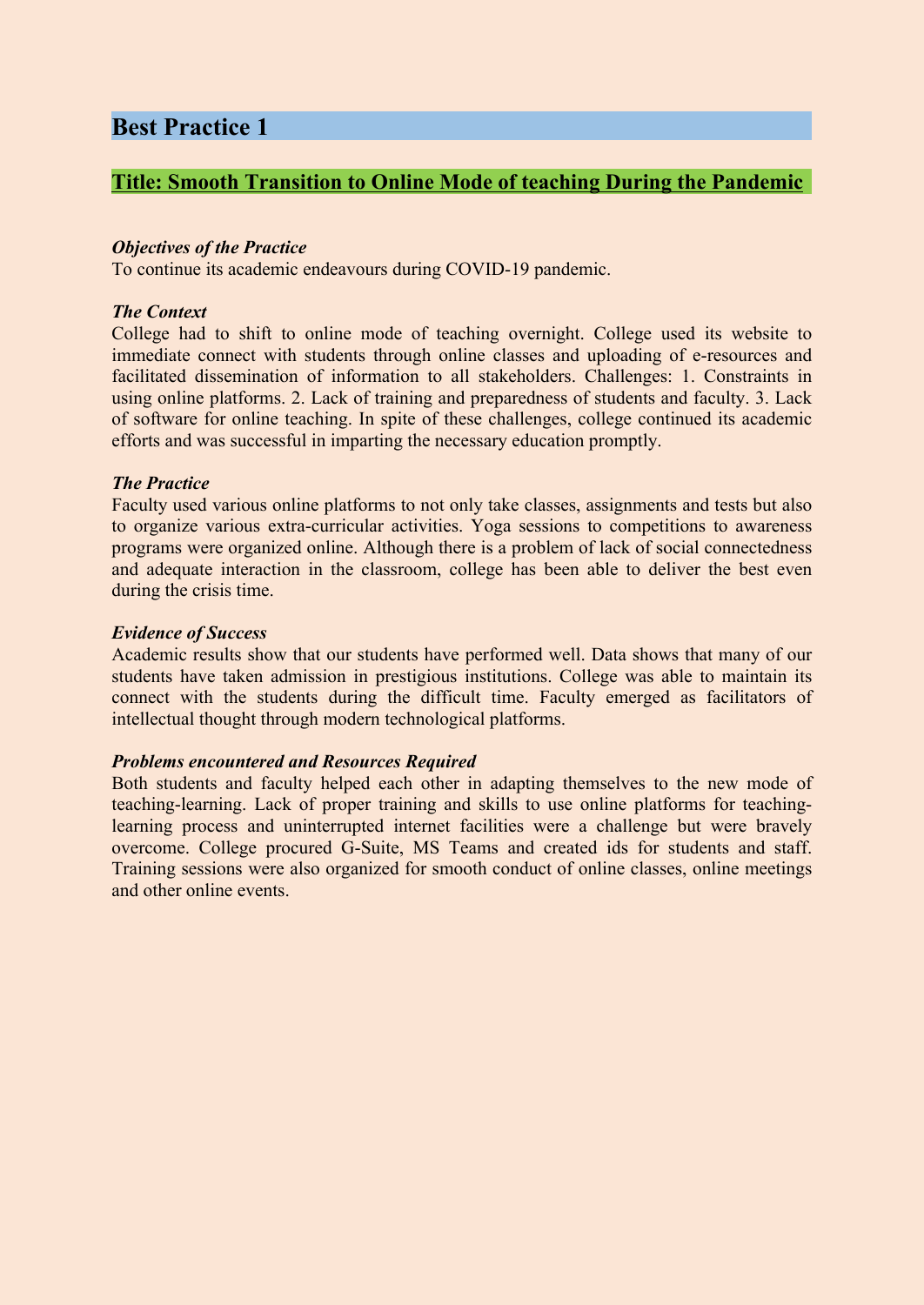## Best Practice 1

### **Title: Smooth Transition to Online Mode of teaching During the Pandemic**

***Objectives of the Practice***

To continue its academic endeavours during COVID-19 pandemic.

***The Context***

College had to shift to online mode of teaching overnight. College used its website to immediate connect with students through online classes and uploading of e-resources and facilitated dissemination of information to all stakeholders. Challenges: 1. Constraints in using online platforms. 2. Lack of training and preparedness of students and faculty. 3. Lack of software for online teaching. In spite of these challenges, college continued its academic efforts and was successful in imparting the necessary education promptly.

***The Practice***

Faculty used various online platforms to not only take classes, assignments and tests but also to organize various extra-curricular activities. Yoga sessions to competitions to awareness programs were organized online. Although there is a problem of lack of social connectedness and adequate interaction in the classroom, college has been able to deliver the best even during the crisis time.

***Evidence of Success***

Academic results show that our students have performed well. Data shows that many of our students have taken admission in prestigious institutions. College was able to maintain its connect with the students during the difficult time. Faculty emerged as facilitators of intellectual thought through modern technological platforms.

***Problems encountered and Resources Required***

Both students and faculty helped each other in adapting themselves to the new mode of teaching-learning. Lack of proper training and skills to use online platforms for teaching-learning process and uninterrupted internet facilities were a challenge but were bravely overcome. College procured G-Suite, MS Teams and created ids for students and staff. Training sessions were also organized for smooth conduct of online classes, online meetings and other online events.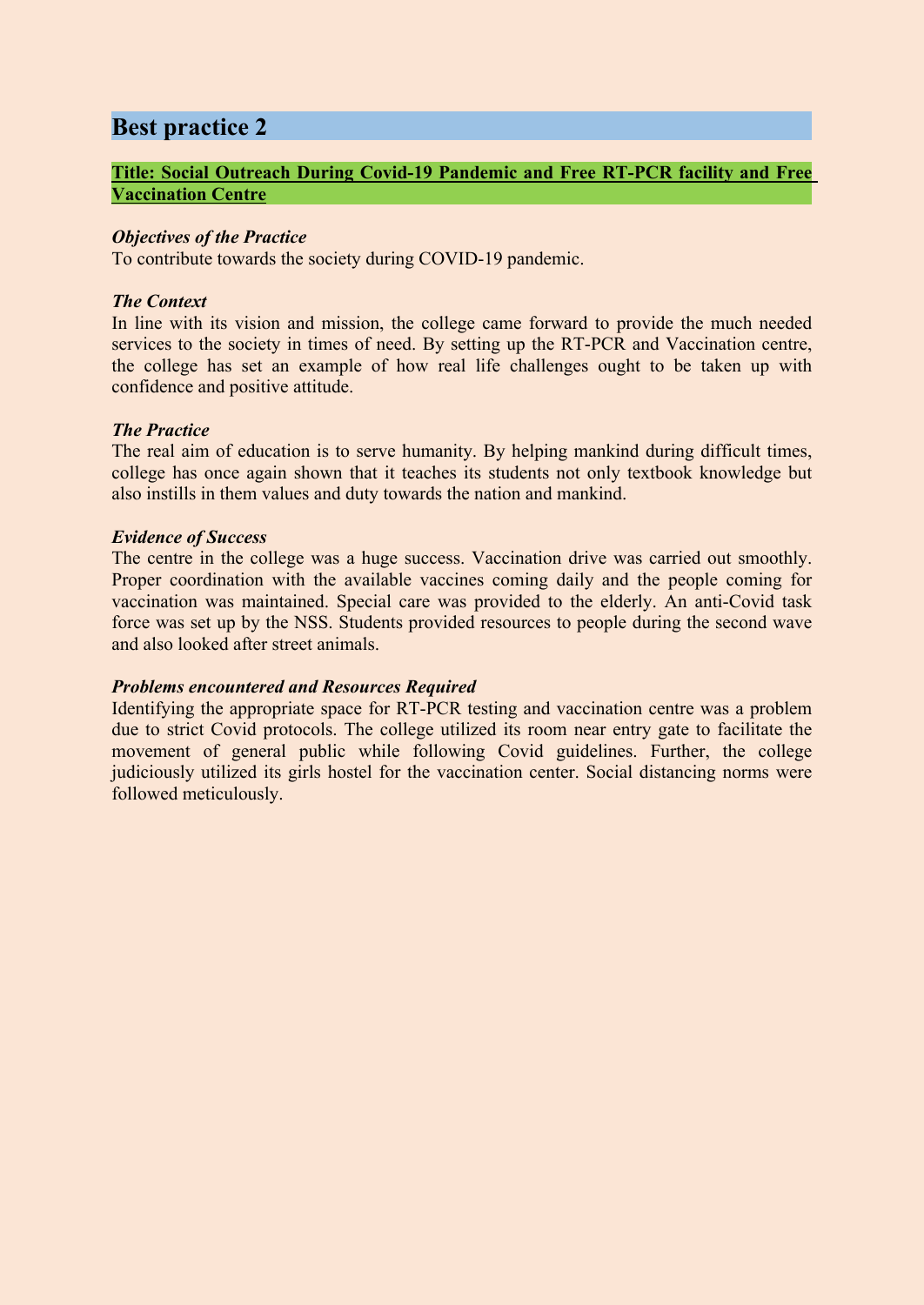# Best practice 2

**Title: Social Outreach During Covid-19 Pandemic and Free RT-PCR facility and Free Vaccination Centre**

***Objectives of the Practice***

To contribute towards the society during COVID-19 pandemic.

***The Context***

In line with its vision and mission, the college came forward to provide the much needed services to the society in times of need. By setting up the RT-PCR and Vaccination centre, the college has set an example of how real life challenges ought to be taken up with confidence and positive attitude.

***The Practice***

The real aim of education is to serve humanity. By helping mankind during difficult times, college has once again shown that it teaches its students not only textbook knowledge but also instills in them values and duty towards the nation and mankind.

***Evidence of Success***

The centre in the college was a huge success. Vaccination drive was carried out smoothly. Proper coordination with the available vaccines coming daily and the people coming for vaccination was maintained. Special care was provided to the elderly. An anti-Covid task force was set up by the NSS. Students provided resources to people during the second wave and also looked after street animals.

***Problems encountered and Resources Required***

Identifying the appropriate space for RT-PCR testing and vaccination centre was a problem due to strict Covid protocols. The college utilized its room near entry gate to facilitate the movement of general public while following Covid guidelines. Further, the college judiciously utilized its girls hostel for the vaccination center. Social distancing norms were followed meticulously.